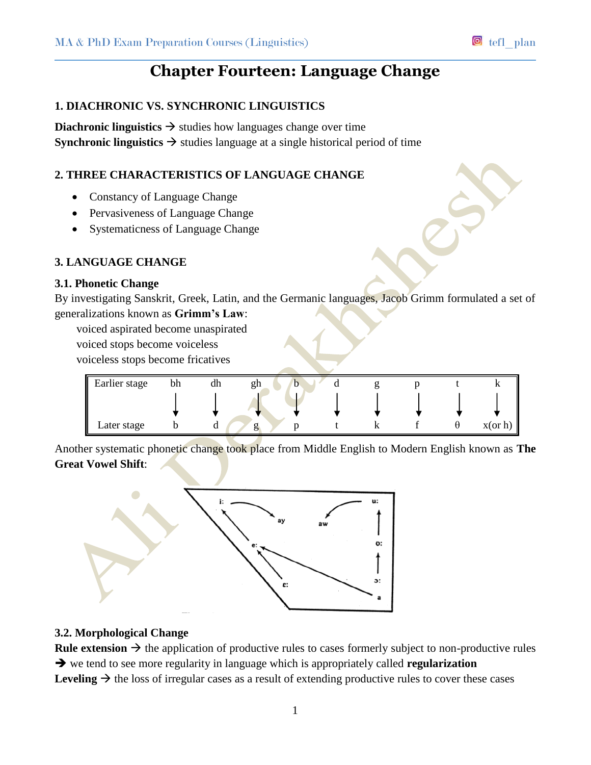# Chapter Fourteen: Language Change

## 1. DIACHRONIC VS. SYNCHRONIC LINGUISTICS

**Diachronic linguistics** → studies how languages change over time
**Synchronic linguistics** → studies language at a single historical period of time

## 2. THREE CHARACTERISTICS OF LANGUAGE CHANGE

- Constancy of Language Change
- Pervasiveness of Language Change
- Systematicness of Language Change

## 3. LANGUAGE CHANGE

### 3.1. Phonetic Change

By investigating Sanskrit, Greek, Latin, and the Germanic languages, Jacob Grimm formulated a set of generalizations known as **Grimm's Law**:

voiced aspirated become unaspirated
voiced stops become voiceless
voiceless stops become fricatives

| | | | | | | | | | |
|---|---|---|---|---|---|---|---|---|---|
| Earlier stage | bh | dh | gh | b | d | g | p | t | k |
| | ↓ | ↓ | ↓ | ↓ | ↓ | ↓ | ↓ | ↓ | ↓ |
| Later stage | b | d | g | p | t | k | f | θ | x(or h) |

Another systematic phonetic change took place from Middle English to Modern English known as **The Great Vowel Shift**:

i: ay aw u:
e: o:
ɛ: ɔ:
a

### 3.2. Morphological Change

**Rule extension** → the application of productive rules to cases formerly subject to non-productive rules
→ we tend to see more regularity in language which is appropriately called **regularization**
**Leveling** → the loss of irregular cases as a result of extending productive rules to cover these cases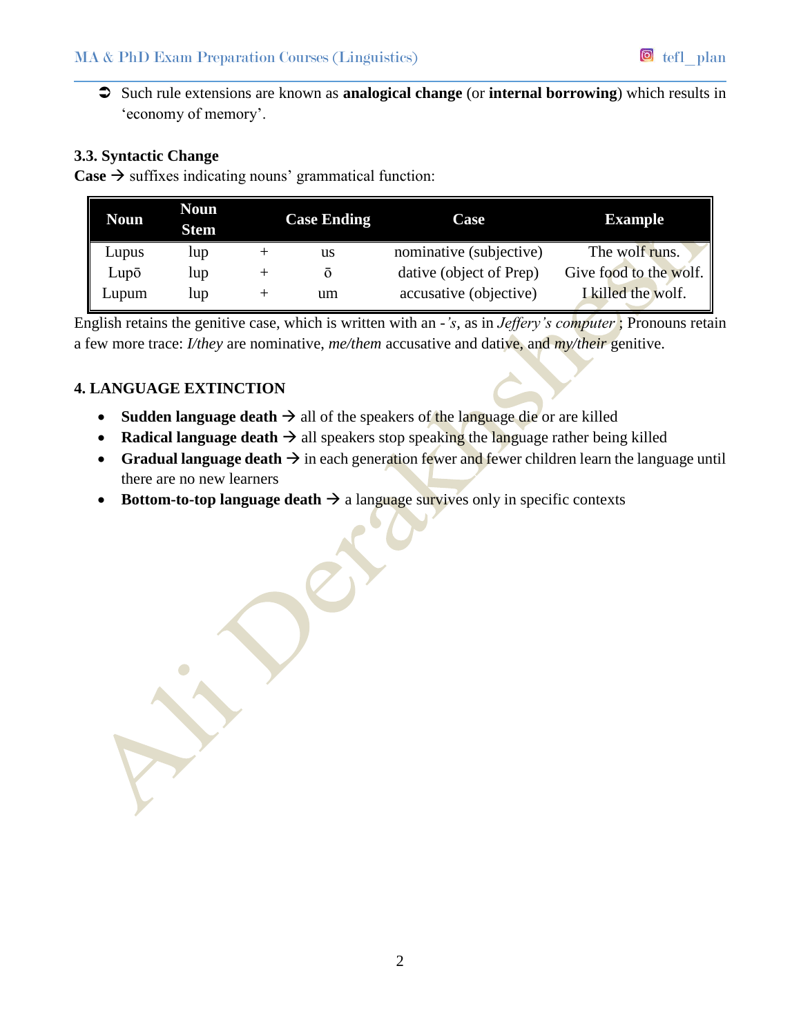➲ Such rule extensions are known as **analogical change** (or **internal borrowing**) which results in 'economy of memory'.

### 3.3. Syntactic Change

**Case** → suffixes indicating nouns' grammatical function:

| Noun | Noun Stem | | Case Ending | Case | Example |
|---|---|---|---|---|---|
| Lupus | lup | + | us | nominative (subjective) | The wolf runs. |
| Lupō | lup | + | ō | dative (object of Prep) | Give food to the wolf. |
| Lupum | lup | + | um | accusative (objective) | I killed the wolf. |

English retains the genitive case, which is written with an -*'s*, as in *Jeffery's computer* ; Pronouns retain a few more trace: *I/they* are nominative, *me/them* accusative and dative, and *my/their* genitive.

## 4. LANGUAGE EXTINCTION

- **Sudden language death** → all of the speakers of the language die or are killed
- **Radical language death** → all speakers stop speaking the language rather being killed
- **Gradual language death** → in each generation fewer and fewer children learn the language until there are no new learners
- **Bottom-to-top language death** → a language survives only in specific contexts